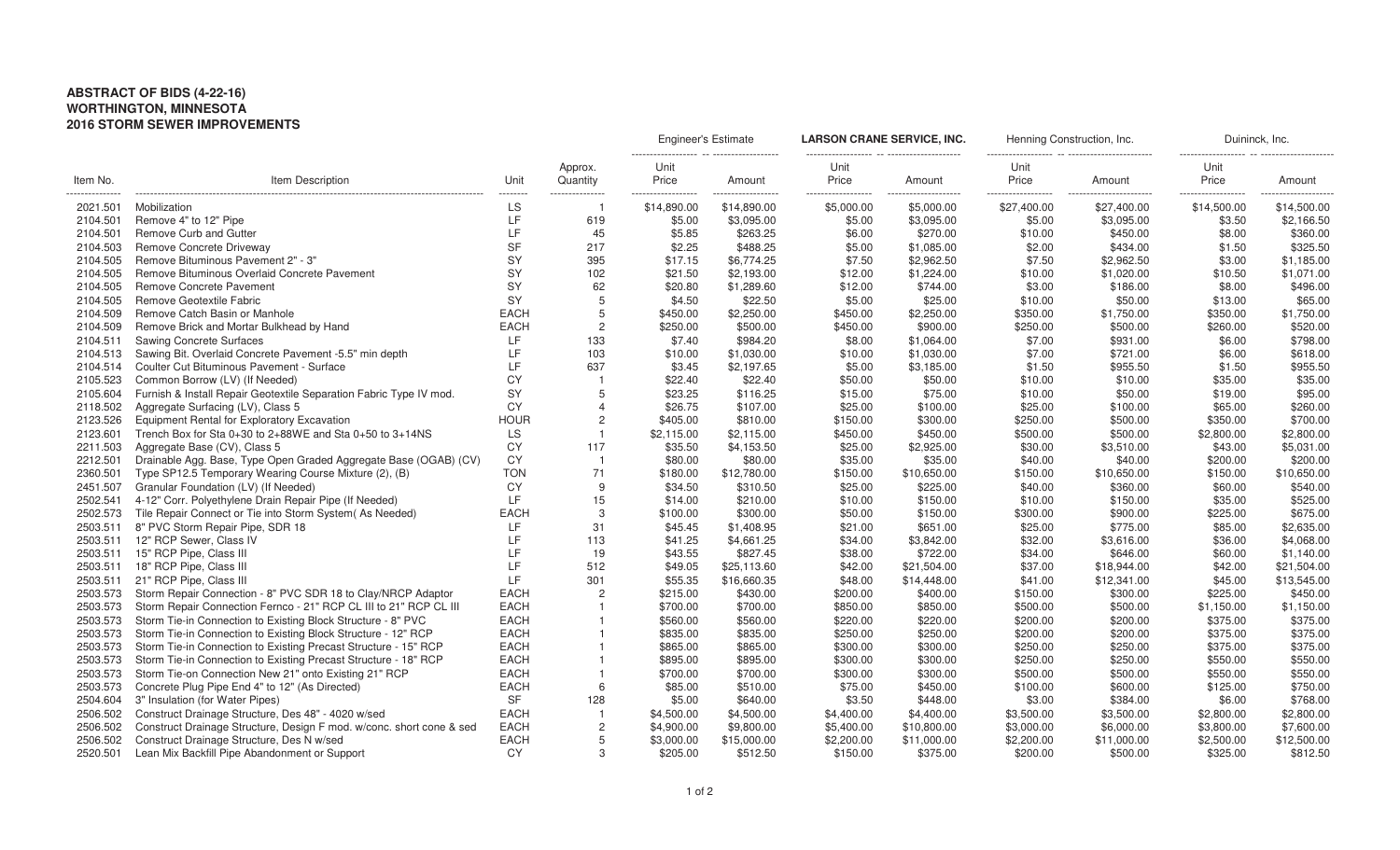**ABSTRACT OF BIDS (4-22-16)**
**WORTHINGTON, MINNESOTA**
**2016 STORM SEWER IMPROVEMENTS**

| Item No. | Item Description | Unit | Approx. Quantity | Engineer's Estimate Unit Price | Engineer's Estimate Amount | **LARSON CRANE SERVICE, INC.** Unit Price | **LARSON CRANE SERVICE, INC.** Amount | Henning Construction, Inc. Unit Price | Henning Construction, Inc. Amount | Duininck, Inc. Unit Price | Duininck, Inc. Amount |
|---|---|---|---|---|---|---|---|---|---|---|---|
| 2021.501 | Mobilization | LS | 1 | $14,890.00 | $14,890.00 | $5,000.00 | $5,000.00 | $27,400.00 | $27,400.00 | $14,500.00 | $14,500.00 |
| 2104.501 | Remove 4" to 12" Pipe | LF | 619 | $5.00 | $3,095.00 | $5.00 | $3,095.00 | $5.00 | $3,095.00 | $3.50 | $2,166.50 |
| 2104.501 | Remove Curb and Gutter | LF | 45 | $5.85 | $263.25 | $6.00 | $270.00 | $10.00 | $450.00 | $8.00 | $360.00 |
| 2104.503 | Remove Concrete Driveway | SF | 217 | $2.25 | $488.25 | $5.00 | $1,085.00 | $2.00 | $434.00 | $1.50 | $325.50 |
| 2104.505 | Remove Bituminous Pavement 2" - 3" | SY | 395 | $17.15 | $6,774.25 | $7.50 | $2,962.50 | $7.50 | $2,962.50 | $3.00 | $1,185.00 |
| 2104.505 | Remove Bituminous Overlaid Concrete Pavement | SY | 102 | $21.50 | $2,193.00 | $12.00 | $1,224.00 | $10.00 | $1,020.00 | $10.50 | $1,071.00 |
| 2104.505 | Remove Concrete Pavement | SY | 62 | $20.80 | $1,289.60 | $12.00 | $744.00 | $3.00 | $186.00 | $8.00 | $496.00 |
| 2104.505 | Remove Geotextile Fabric | SY | 5 | $4.50 | $22.50 | $5.00 | $25.00 | $10.00 | $50.00 | $13.00 | $65.00 |
| 2104.509 | Remove Catch Basin or Manhole | EACH | 5 | $450.00 | $2,250.00 | $450.00 | $2,250.00 | $350.00 | $1,750.00 | $350.00 | $1,750.00 |
| 2104.509 | Remove Brick and Mortar Bulkhead by Hand | EACH | 2 | $250.00 | $500.00 | $450.00 | $900.00 | $250.00 | $500.00 | $260.00 | $520.00 |
| 2104.511 | Sawing Concrete Surfaces | LF | 133 | $7.40 | $984.20 | $8.00 | $1,064.00 | $7.00 | $931.00 | $6.00 | $798.00 |
| 2104.513 | Sawing Bit. Overlaid Concrete Pavement -5.5" min depth | LF | 103 | $10.00 | $1,030.00 | $10.00 | $1,030.00 | $7.00 | $721.00 | $6.00 | $618.00 |
| 2104.514 | Coulter Cut Bituminous Pavement - Surface | LF | 637 | $3.45 | $2,197.65 | $5.00 | $3,185.00 | $1.50 | $955.50 | $1.50 | $955.50 |
| 2105.523 | Common Borrow (LV) (If Needed) | CY | 1 | $22.40 | $22.40 | $50.00 | $50.00 | $10.00 | $10.00 | $35.00 | $35.00 |
| 2105.604 | Furnish & Install Repair Geotextile Separation Fabric Type IV mod. | SY | 5 | $23.25 | $116.25 | $15.00 | $75.00 | $10.00 | $50.00 | $19.00 | $95.00 |
| 2118.502 | Aggregate Surfacing (LV), Class 5 | CY | 4 | $26.75 | $107.00 | $25.00 | $100.00 | $25.00 | $100.00 | $65.00 | $260.00 |
| 2123.526 | Equipment Rental for Exploratory Excavation | HOUR | 2 | $405.00 | $810.00 | $150.00 | $300.00 | $250.00 | $500.00 | $350.00 | $700.00 |
| 2123.601 | Trench Box for Sta 0+30 to 2+88WE and Sta 0+50 to 3+14NS | LS | 1 | $2,115.00 | $2,115.00 | $450.00 | $450.00 | $500.00 | $500.00 | $2,800.00 | $2,800.00 |
| 2211.503 | Aggregate Base (CV), Class 5 | CY | 117 | $35.50 | $4,153.50 | $25.00 | $2,925.00 | $30.00 | $3,510.00 | $43.00 | $5,031.00 |
| 2212.501 | Drainable Agg. Base, Type Open Graded Aggregate Base (OGAB) (CV) | CY | 1 | $80.00 | $80.00 | $35.00 | $35.00 | $40.00 | $40.00 | $200.00 | $200.00 |
| 2360.501 | Type SP12.5 Temporary Wearing Course Mixture (2), (B) | TON | 71 | $180.00 | $12,780.00 | $150.00 | $10,650.00 | $150.00 | $10,650.00 | $150.00 | $10,650.00 |
| 2451.507 | Granular Foundation (LV) (If Needed) | CY | 9 | $34.50 | $310.50 | $25.00 | $225.00 | $40.00 | $360.00 | $60.00 | $540.00 |
| 2502.541 | 4-12" Corr. Polyethylene Drain Repair Pipe (If Needed) | LF | 15 | $14.00 | $210.00 | $10.00 | $150.00 | $10.00 | $150.00 | $35.00 | $525.00 |
| 2502.573 | Tile Repair Connect or Tie into Storm System( As Needed) | EACH | 3 | $100.00 | $300.00 | $50.00 | $150.00 | $300.00 | $900.00 | $225.00 | $675.00 |
| 2503.511 | 8" PVC Storm Repair Pipe, SDR 18 | LF | 31 | $45.45 | $1,408.95 | $21.00 | $651.00 | $25.00 | $775.00 | $85.00 | $2,635.00 |
| 2503.511 | 12" RCP Sewer, Class IV | LF | 113 | $41.25 | $4,661.25 | $34.00 | $3,842.00 | $32.00 | $3,616.00 | $36.00 | $4,068.00 |
| 2503.511 | 15" RCP Pipe, Class III | LF | 19 | $43.55 | $827.45 | $38.00 | $722.00 | $34.00 | $646.00 | $60.00 | $1,140.00 |
| 2503.511 | 18" RCP Pipe, Class III | LF | 512 | $49.05 | $25,113.60 | $42.00 | $21,504.00 | $37.00 | $18,944.00 | $42.00 | $21,504.00 |
| 2503.511 | 21" RCP Pipe, Class III | LF | 301 | $55.35 | $16,660.35 | $48.00 | $14,448.00 | $41.00 | $12,341.00 | $45.00 | $13,545.00 |
| 2503.573 | Storm Repair Connection - 8" PVC SDR 18 to Clay/NRCP Adaptor | EACH | 2 | $215.00 | $430.00 | $200.00 | $400.00 | $150.00 | $300.00 | $225.00 | $450.00 |
| 2503.573 | Storm Repair Connection Fernco - 21" RCP CL III to 21" RCP CL III | EACH | 1 | $700.00 | $700.00 | $850.00 | $850.00 | $500.00 | $500.00 | $1,150.00 | $1,150.00 |
| 2503.573 | Storm Tie-in Connection to Existing Block Structure - 8" PVC | EACH | 1 | $560.00 | $560.00 | $220.00 | $220.00 | $200.00 | $200.00 | $375.00 | $375.00 |
| 2503.573 | Storm Tie-in Connection to Existing Block Structure - 12" RCP | EACH | 1 | $835.00 | $835.00 | $250.00 | $250.00 | $200.00 | $200.00 | $375.00 | $375.00 |
| 2503.573 | Storm Tie-in Connection to Existing Precast Structure - 15" RCP | EACH | 1 | $865.00 | $865.00 | $300.00 | $300.00 | $250.00 | $250.00 | $375.00 | $375.00 |
| 2503.573 | Storm Tie-in Connection to Existing Precast Structure - 18" RCP | EACH | 1 | $895.00 | $895.00 | $300.00 | $300.00 | $250.00 | $250.00 | $550.00 | $550.00 |
| 2503.573 | Storm Tie-on Connection New 21" onto Existing 21" RCP | EACH | 1 | $700.00 | $700.00 | $300.00 | $300.00 | $500.00 | $500.00 | $550.00 | $550.00 |
| 2503.573 | Concrete Plug Pipe End 4" to 12" (As Directed) | EACH | 6 | $85.00 | $510.00 | $75.00 | $450.00 | $100.00 | $600.00 | $125.00 | $750.00 |
| 2504.604 | 3" Insulation (for Water Pipes) | SF | 128 | $5.00 | $640.00 | $3.50 | $448.00 | $3.00 | $384.00 | $6.00 | $768.00 |
| 2506.502 | Construct Drainage Structure, Des 48" - 4020 w/sed | EACH | 1 | $4,500.00 | $4,500.00 | $4,400.00 | $4,400.00 | $3,500.00 | $3,500.00 | $2,800.00 | $2,800.00 |
| 2506.502 | Construct Drainage Structure, Design F mod. w/conc. short cone & sed | EACH | 2 | $4,900.00 | $9,800.00 | $5,400.00 | $10,800.00 | $3,000.00 | $6,000.00 | $3,800.00 | $7,600.00 |
| 2506.502 | Construct Drainage Structure, Des N w/sed | EACH | 5 | $3,000.00 | $15,000.00 | $2,200.00 | $11,000.00 | $2,200.00 | $11,000.00 | $2,500.00 | $12,500.00 |
| 2520.501 | Lean Mix Backfill Pipe Abandonment or Support | CY | 3 | $205.00 | $512.50 | $150.00 | $375.00 | $200.00 | $500.00 | $325.00 | $812.50 |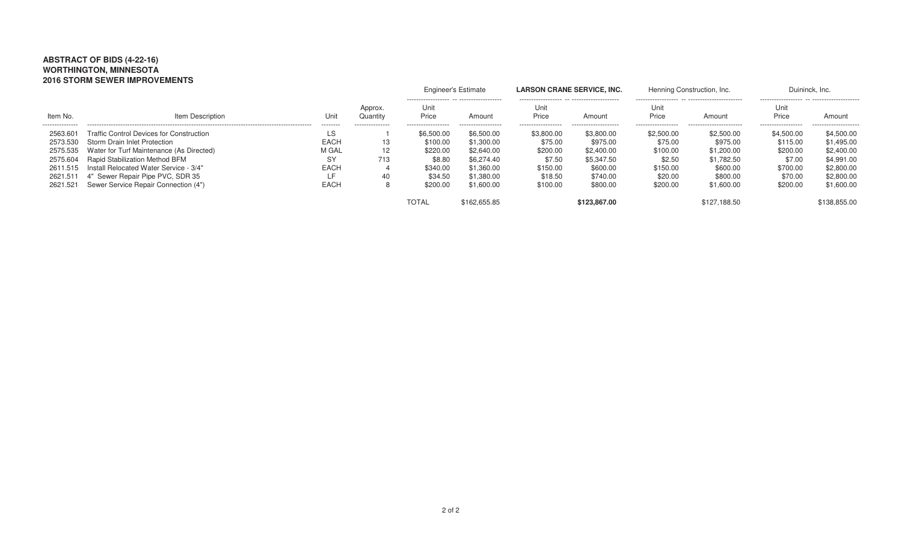**ABSTRACT OF BIDS (4-22-16)**
**WORTHINGTON, MINNESOTA**
**2016 STORM SEWER IMPROVEMENTS**

| | | | | Engineer's Estimate | | **LARSON CRANE SERVICE, INC.** | | Henning Construction, Inc. | | Duininck, Inc. | |
|---|---|---|---|---|---|---|---|---|---|---|---|
| Item No. | Item Description | Unit | Approx. Quantity | Unit Price | Amount | Unit Price | Amount | Unit Price | Amount | Unit Price | Amount |
| 2563.601 | Traffic Control Devices for Construction | LS | 1 | $6,500.00 | $6,500.00 | $3,800.00 | $3,800.00 | $2,500.00 | $2,500.00 | $4,500.00 | $4,500.00 |
| 2573.530 | Storm Drain Inlet Protection | EACH | 13 | $100.00 | $1,300.00 | $75.00 | $975.00 | $75.00 | $975.00 | $115.00 | $1,495.00 |
| 2575.535 | Water for Turf Maintenance (As Directed) | M GAL | 12 | $220.00 | $2,640.00 | $200.00 | $2,400.00 | $100.00 | $1,200.00 | $200.00 | $2,400.00 |
| 2575.604 | Rapid Stabilization Method BFM | SY | 713 | $8.80 | $6,274.40 | $7.50 | $5,347.50 | $2.50 | $1,782.50 | $7.00 | $4,991.00 |
| 2611.515 | Install Relocated Water Service - 3/4" | EACH | 4 | $340.00 | $1,360.00 | $150.00 | $600.00 | $150.00 | $600.00 | $700.00 | $2,800.00 |
| 2621.511 | 4" Sewer Repair Pipe PVC, SDR 35 | LF | 40 | $34.50 | $1,380.00 | $18.50 | $740.00 | $20.00 | $800.00 | $70.00 | $2,800.00 |
| 2621.521 | Sewer Service Repair Connection (4") | EACH | 8 | $200.00 | $1,600.00 | $100.00 | $800.00 | $200.00 | $1,600.00 | $200.00 | $1,600.00 |
| | | | | TOTAL | $162,655.85 | | **$123,867.00** | | $127,188.50 | | $138,855.00 |